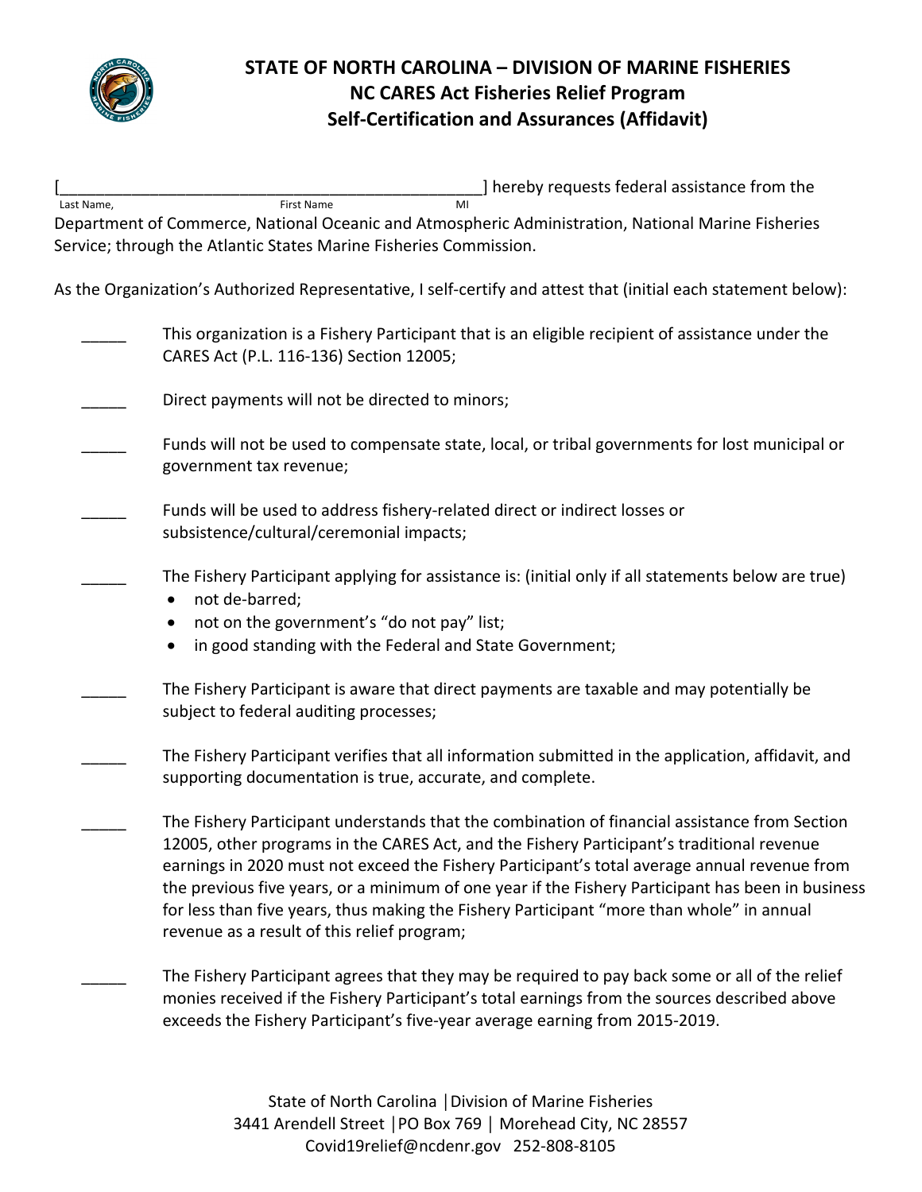# STATE OF NORTH CAROLINA – DIVISION OF MARINE FISHERIES
## NC CARES Act Fisheries Relief Program
## Self-Certification and Assurances (Affidavit)

[_________________________________________________] hereby requests federal assistance from the
Last Name, First Name MI

Department of Commerce, National Oceanic and Atmospheric Administration, National Marine Fisheries Service; through the Atlantic States Marine Fisheries Commission.

As the Organization's Authorized Representative, I self-certify and attest that (initial each statement below):

_____ This organization is a Fishery Participant that is an eligible recipient of assistance under the CARES Act (P.L. 116-136) Section 12005;

_____ Direct payments will not be directed to minors;

_____ Funds will not be used to compensate state, local, or tribal governments for lost municipal or government tax revenue;

_____ Funds will be used to address fishery-related direct or indirect losses or subsistence/cultural/ceremonial impacts;

_____ The Fishery Participant applying for assistance is: (initial only if all statements below are true)
- not de-barred;
- not on the government's "do not pay" list;
- in good standing with the Federal and State Government;

_____ The Fishery Participant is aware that direct payments are taxable and may potentially be subject to federal auditing processes;

_____ The Fishery Participant verifies that all information submitted in the application, affidavit, and supporting documentation is true, accurate, and complete.

_____ The Fishery Participant understands that the combination of financial assistance from Section 12005, other programs in the CARES Act, and the Fishery Participant's traditional revenue earnings in 2020 must not exceed the Fishery Participant's total average annual revenue from the previous five years, or a minimum of one year if the Fishery Participant has been in business for less than five years, thus making the Fishery Participant "more than whole" in annual revenue as a result of this relief program;

_____ The Fishery Participant agrees that they may be required to pay back some or all of the relief monies received if the Fishery Participant's total earnings from the sources described above exceeds the Fishery Participant's five-year average earning from 2015-2019.

State of North Carolina | Division of Marine Fisheries
3441 Arendell Street | PO Box 769 | Morehead City, NC 28557
Covid19relief@ncdenr.gov 252-808-8105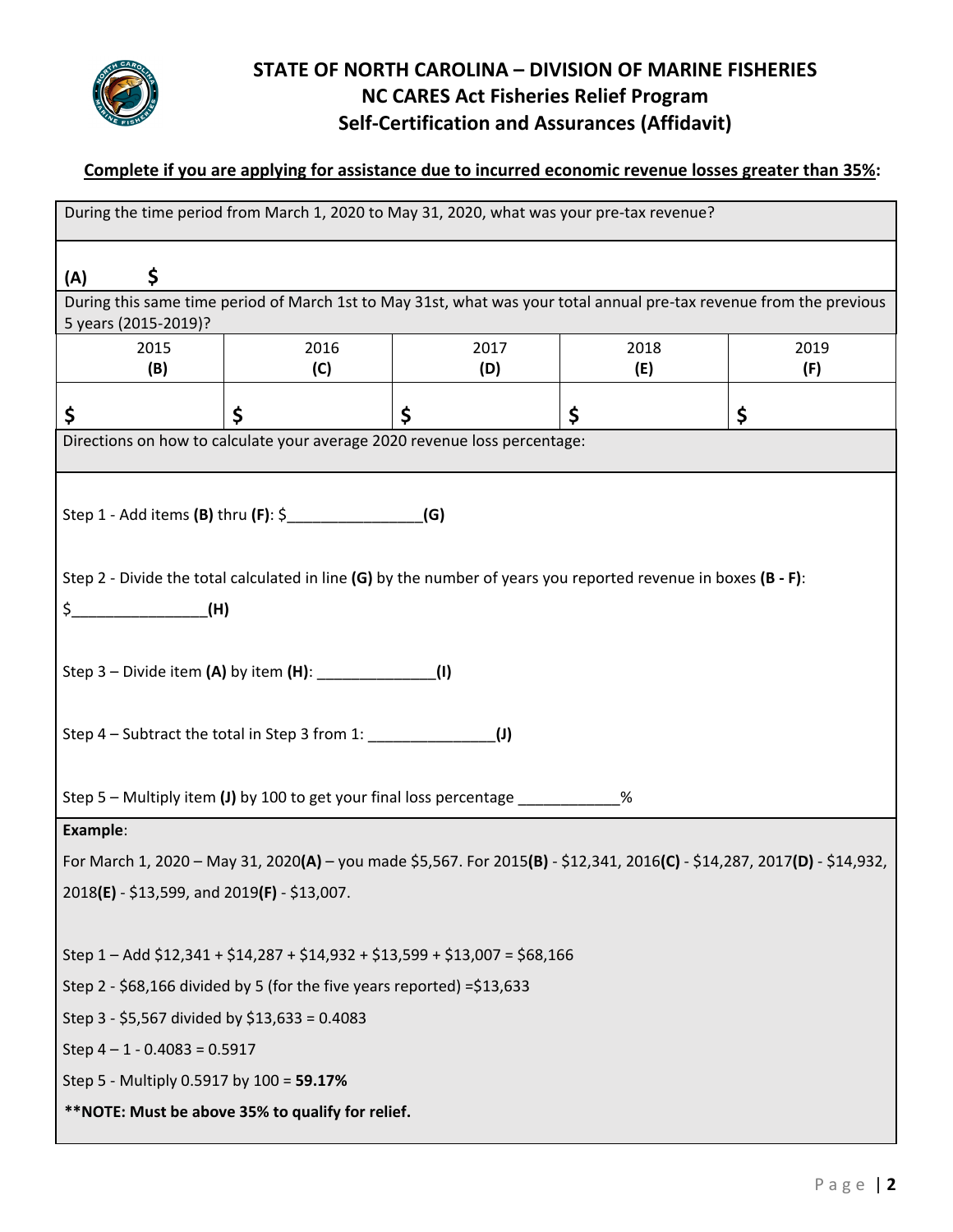# STATE OF NORTH CAROLINA – DIVISION OF MARINE FISHERIES
## NC CARES Act Fisheries Relief Program
## Self-Certification and Assurances (Affidavit)

**Complete if you are applying for assistance due to incurred economic revenue losses greater than 35%:**

During the time period from March 1, 2020 to May 31, 2020, what was your pre-tax revenue?

**(A)** $

During this same time period of March 1st to May 31st, what was your total annual pre-tax revenue from the previous 5 years (2015-2019)?

| 2015 **(B)** | 2016 **(C)** | 2017 **(D)** | 2018 **(E)** | 2019 **(F)** |
|---|---|---|---|---|
| $ | $ | $ | $ | $ |

Directions on how to calculate your average 2020 revenue loss percentage:

Step 1 - Add items **(B)** thru **(F)**: $________________**(G)**

Step 2 - Divide the total calculated in line **(G)** by the number of years you reported revenue in boxes **(B - F)**:

$________________**(H)**

Step 3 – Divide item **(A)** by item **(H)**: ______________**(I)**

Step 4 – Subtract the total in Step 3 from 1: _______________**(J)**

Step 5 – Multiply item **(J)** by 100 to get your final loss percentage ____________%

**Example**:

For March 1, 2020 – May 31, 2020**(A)** – you made $5,567. For 2015**(B)** - $12,341, 2016**(C)** - $14,287, 2017**(D)** - $14,932, 2018**(E)** - $13,599, and 2019**(F)** - $13,007.

Step 1 – Add $12,341 + $14,287 + $14,932 + $13,599 + $13,007 = $68,166

Step 2 - $68,166 divided by 5 (for the five years reported) =$13,633

Step 3 - $5,567 divided by $13,633 = 0.4083

Step 4 – 1 - 0.4083 = 0.5917

Step 5 - Multiply 0.5917 by 100 = **59.17%**

****NOTE: Must be above 35% to qualify for relief.**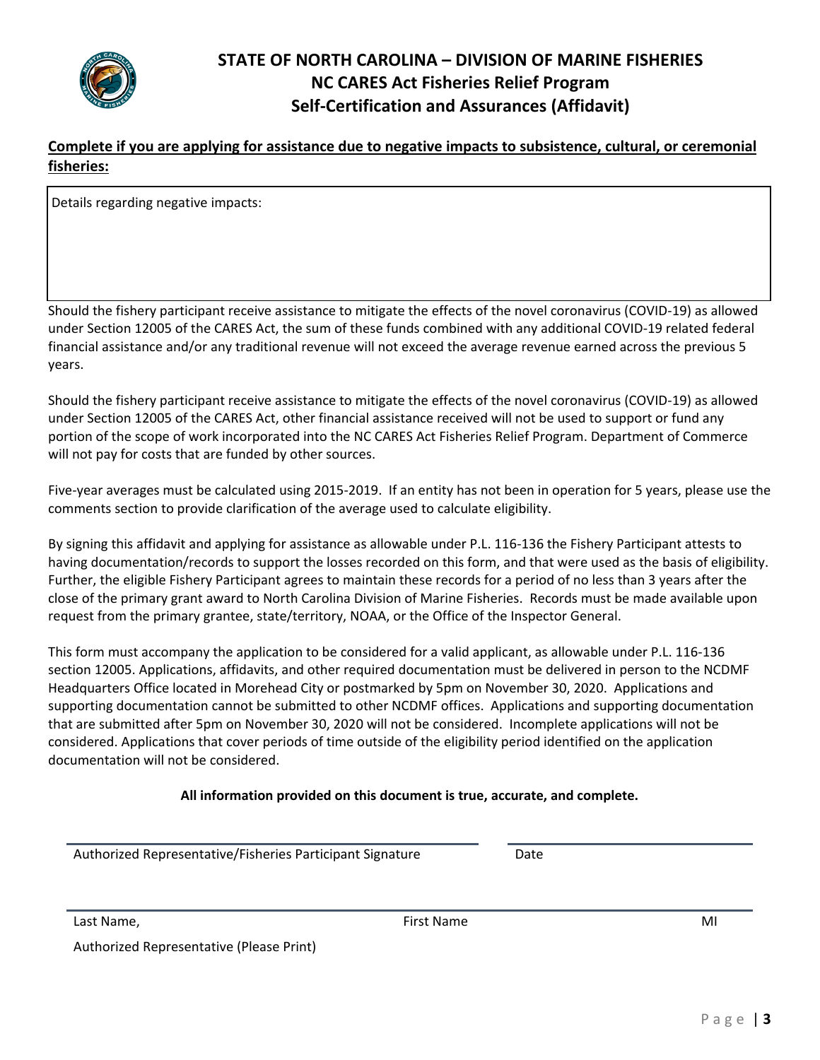# STATE OF NORTH CAROLINA – DIVISION OF MARINE FISHERIES
## NC CARES Act Fisheries Relief Program
## Self-Certification and Assurances (Affidavit)

**Complete if you are applying for assistance due to negative impacts to subsistence, cultural, or ceremonial fisheries:**

Details regarding negative impacts:

Should the fishery participant receive assistance to mitigate the effects of the novel coronavirus (COVID-19) as allowed under Section 12005 of the CARES Act, the sum of these funds combined with any additional COVID-19 related federal financial assistance and/or any traditional revenue will not exceed the average revenue earned across the previous 5 years.

Should the fishery participant receive assistance to mitigate the effects of the novel coronavirus (COVID-19) as allowed under Section 12005 of the CARES Act, other financial assistance received will not be used to support or fund any portion of the scope of work incorporated into the NC CARES Act Fisheries Relief Program. Department of Commerce will not pay for costs that are funded by other sources.

Five-year averages must be calculated using 2015-2019. If an entity has not been in operation for 5 years, please use the comments section to provide clarification of the average used to calculate eligibility.

By signing this affidavit and applying for assistance as allowable under P.L. 116-136 the Fishery Participant attests to having documentation/records to support the losses recorded on this form, and that were used as the basis of eligibility. Further, the eligible Fishery Participant agrees to maintain these records for a period of no less than 3 years after the close of the primary grant award to North Carolina Division of Marine Fisheries. Records must be made available upon request from the primary grantee, state/territory, NOAA, or the Office of the Inspector General.

This form must accompany the application to be considered for a valid applicant, as allowable under P.L. 116-136 section 12005. Applications, affidavits, and other required documentation must be delivered in person to the NCDMF Headquarters Office located in Morehead City or postmarked by 5pm on November 30, 2020. Applications and supporting documentation cannot be submitted to other NCDMF offices. Applications and supporting documentation that are submitted after 5pm on November 30, 2020 will not be considered. Incomplete applications will not be considered. Applications that cover periods of time outside of the eligibility period identified on the application documentation will not be considered.

**All information provided on this document is true, accurate, and complete.**

Authorized Representative/Fisheries Participant Signature Date

Last Name, First Name MI

Authorized Representative (Please Print)